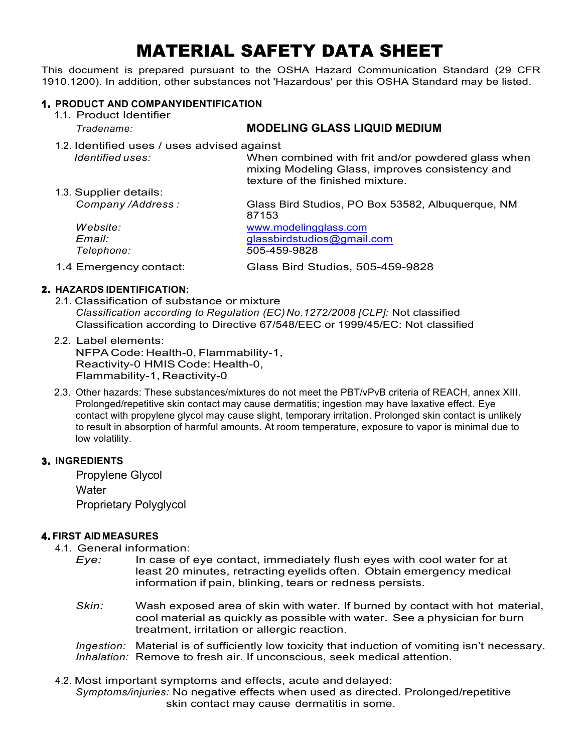# MATERIAL SAFETY DATA SHEET

This document is prepared pursuant to the OSHA Hazard Communication Standard (29 CFR 1910.1200). In addition, other substances not 'Hazardous' per this OSHA Standard may be listed.

## 1. PRODUCT AND COMPANYIDENTIFICATION

1.1. Product Identifier

*Tradename:* **MODELING GLASS LIQUID MEDIUM**

1.2. Identified uses / uses advised against

*Identified uses:* When combined with frit and/or powdered glass when mixing Modeling Glass, improves consistency and texture of the finished mixture.

1.3. Supplier details:

*Company /Address :* Glass Bird Studios, PO Box 53582, Albuquerque, NM 87153

*Website:* www.modelingglass.com

*Email:* glassbirdstudios@gmail.com

*Telephone:* 505-459-9828

1.4 Emergency contact: Glass Bird Studios, 505-459-9828

## 2. HAZARDS IDENTIFICATION:

2.1. Classification of substance or mixture

*Classification according to Regulation (EC) No.1272/2008 [CLP]:* Not classified

Classification according to Directive 67/548/EEC or 1999/45/EC: Not classified

2.2. Label elements:

NFPA Code: Health-0, Flammability-1, Reactivity-0 HMIS Code: Health-0, Flammability-1, Reactivity-0

2.3. Other hazards: These substances/mixtures do not meet the PBT/vPvB criteria of REACH, annex XIII. Prolonged/repetitive skin contact may cause dermatitis; ingestion may have laxative effect. Eye contact with propylene glycol may cause slight, temporary irritation. Prolonged skin contact is unlikely to result in absorption of harmful amounts. At room temperature, exposure to vapor is minimal due to low volatility.

## 3. INGREDIENTS

Propylene Glycol

Water

Proprietary Polyglycol

## 4. FIRST AID MEASURES

4.1. General information:

*Eye:* In case of eye contact, immediately flush eyes with cool water for at least 20 minutes, retracting eyelids often. Obtain emergency medical information if pain, blinking, tears or redness persists.

*Skin:* Wash exposed area of skin with water. If burned by contact with hot material, cool material as quickly as possible with water. See a physician for burn treatment, irritation or allergic reaction.

*Ingestion:* Material is of sufficiently low toxicity that induction of vomiting isn't necessary.

*Inhalation:* Remove to fresh air. If unconscious, seek medical attention.

4.2. Most important symptoms and effects, acute and delayed:

*Symptoms/injuries:* No negative effects when used as directed. Prolonged/repetitive skin contact may cause dermatitis in some.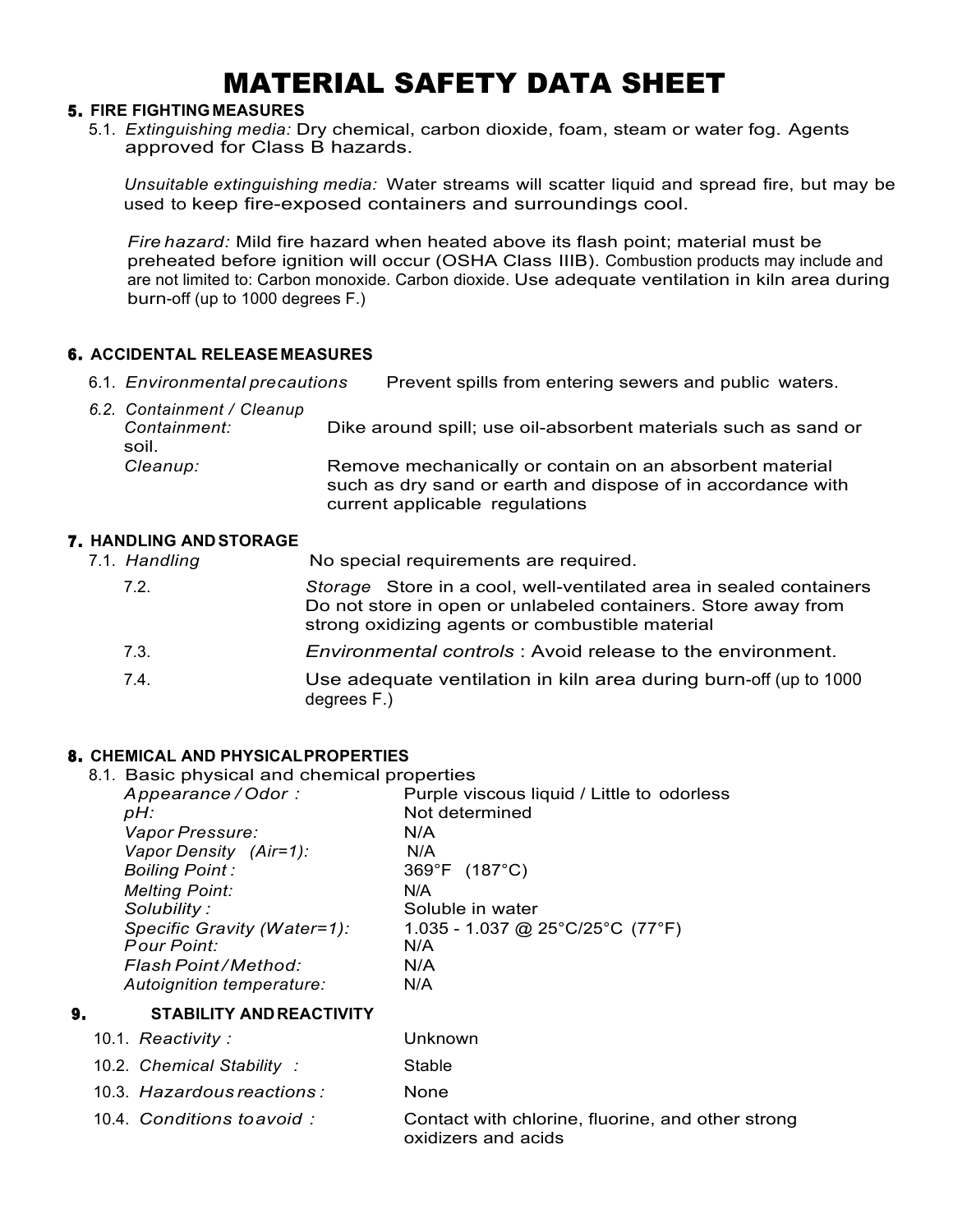# MATERIAL SAFETY DATA SHEET

## 5. FIRE FIGHTING MEASURES

5.1. *Extinguishing media:* Dry chemical, carbon dioxide, foam, steam or water fog. Agents approved for Class B hazards.

*Unsuitable extinguishing media:* Water streams will scatter liquid and spread fire, but may be used to keep fire-exposed containers and surroundings cool.

*Fire hazard:* Mild fire hazard when heated above its flash point; material must be preheated before ignition will occur (OSHA Class IIIB). Combustion products may include and are not limited to: Carbon monoxide. Carbon dioxide. Use adequate ventilation in kiln area during burn-off (up to 1000 degrees F.)

## 6. ACCIDENTAL RELEASE MEASURES

6.1. *Environmental precautions* Prevent spills from entering sewers and public waters.

*6.2. Containment / Cleanup*

*Containment:* Dike around spill; use oil-absorbent materials such as sand or soil.

*Cleanup:* Remove mechanically or contain on an absorbent material such as dry sand or earth and dispose of in accordance with current applicable regulations

## 7. HANDLING AND STORAGE

7.1. *Handling* No special requirements are required.

7.2. *Storage* Store in a cool, well-ventilated area in sealed containers Do not store in open or unlabeled containers. Store away from strong oxidizing agents or combustible material

7.3. *Environmental controls* : Avoid release to the environment.

7.4. Use adequate ventilation in kiln area during burn-off (up to 1000 degrees F.)

## 8. CHEMICAL AND PHYSICAL PROPERTIES

8.1. Basic physical and chemical properties

| | |
|---|---|
| *Appearance / Odor :* | Purple viscous liquid / Little to odorless |
| *pH:* | Not determined |
| *Vapor Pressure:* | N/A |
| *Vapor Density (Air=1):* | N/A |
| *Boiling Point :* | 369°F (187°C) |
| *Melting Point:* | N/A |
| *Solubility :* | Soluble in water |
| *Specific Gravity (Water=1):* | 1.035 - 1.037 @ 25°C/25°C (77°F) |
| *Pour Point:* | N/A |
| *Flash Point / Method:* | N/A |
| *Autoignition temperature:* | N/A |

## 9. STABILITY AND REACTIVITY

| | |
|---|---|
| 10.1. *Reactivity :* | Unknown |
| 10.2. *Chemical Stability :* | Stable |
| 10.3. *Hazardous reactions :* | None |
| 10.4. *Conditions to avoid :* | Contact with chlorine, fluorine, and other strong oxidizers and acids |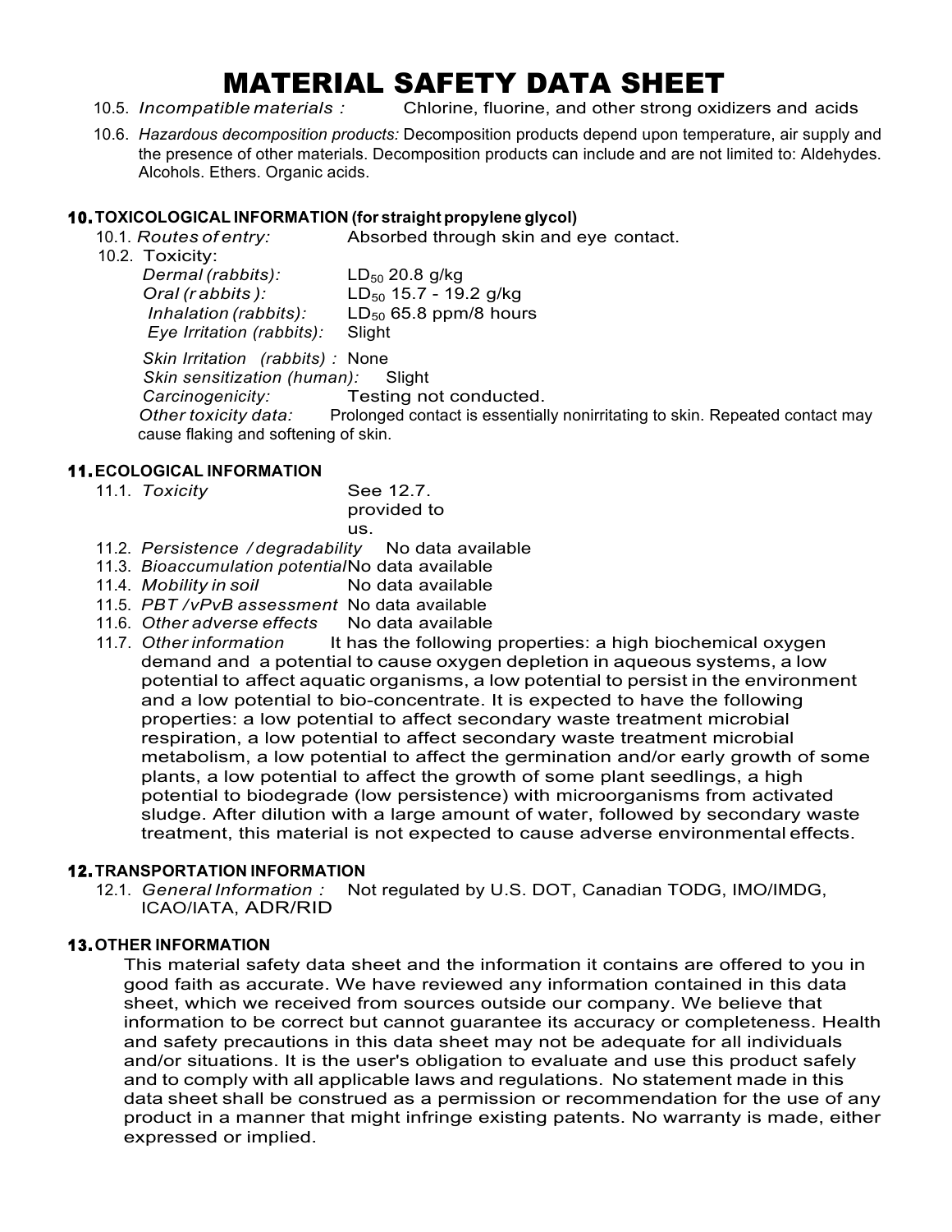# MATERIAL SAFETY DATA SHEET

10.5. *Incompatible materials :* Chlorine, fluorine, and other strong oxidizers and acids

10.6. *Hazardous decomposition products:* Decomposition products depend upon temperature, air supply and the presence of other materials. Decomposition products can include and are not limited to: Aldehydes. Alcohols. Ethers. Organic acids.

## 10. TOXICOLOGICAL INFORMATION (for straight propylene glycol)

10.1. *Routes of entry:* Absorbed through skin and eye contact.

10.2. Toxicity:

*Dermal (rabbits):* $LD_{50}$ 20.8 g/kg

*Oral (r abbits ):* $LD_{50}$ 15.7 - 19.2 g/kg

*Inhalation (rabbits):* $LD_{50}$ 65.8 ppm/8 hours

*Eye Irritation (rabbits):* Slight

*Skin Irritation (rabbits) :* None

*Skin sensitization (human):* Slight

*Carcinogenicity:* Testing not conducted.

*Other toxicity data:* Prolonged contact is essentially nonirritating to skin. Repeated contact may cause flaking and softening of skin.

## 11. ECOLOGICAL INFORMATION

11.1. *Toxicity* See 12.7. provided to us.

11.2. *Persistence / degradability* No data available

11.3. *Bioaccumulation potential* No data available

11.4. *Mobility in soil* No data available

11.5. *PBT / vPvB assessment* No data available

11.6. *Other adverse effects* No data available

11.7. *Other information* It has the following properties: a high biochemical oxygen demand and a potential to cause oxygen depletion in aqueous systems, a low potential to affect aquatic organisms, a low potential to persist in the environment and a low potential to bio-concentrate. It is expected to have the following properties: a low potential to affect secondary waste treatment microbial respiration, a low potential to affect secondary waste treatment microbial metabolism, a low potential to affect the germination and/or early growth of some plants, a low potential to affect the growth of some plant seedlings, a high potential to biodegrade (low persistence) with microorganisms from activated sludge. After dilution with a large amount of water, followed by secondary waste treatment, this material is not expected to cause adverse environmental effects.

## 12. TRANSPORTATION INFORMATION

12.1. *General Information :* Not regulated by U.S. DOT, Canadian TODG, IMO/IMDG, ICAO/IATA, ADR/RID

## 13. OTHER INFORMATION

This material safety data sheet and the information it contains are offered to you in good faith as accurate. We have reviewed any information contained in this data sheet, which we received from sources outside our company. We believe that information to be correct but cannot guarantee its accuracy or completeness. Health and safety precautions in this data sheet may not be adequate for all individuals and/or situations. It is the user's obligation to evaluate and use this product safely and to comply with all applicable laws and regulations. No statement made in this data sheet shall be construed as a permission or recommendation for the use of any product in a manner that might infringe existing patents. No warranty is made, either expressed or implied.